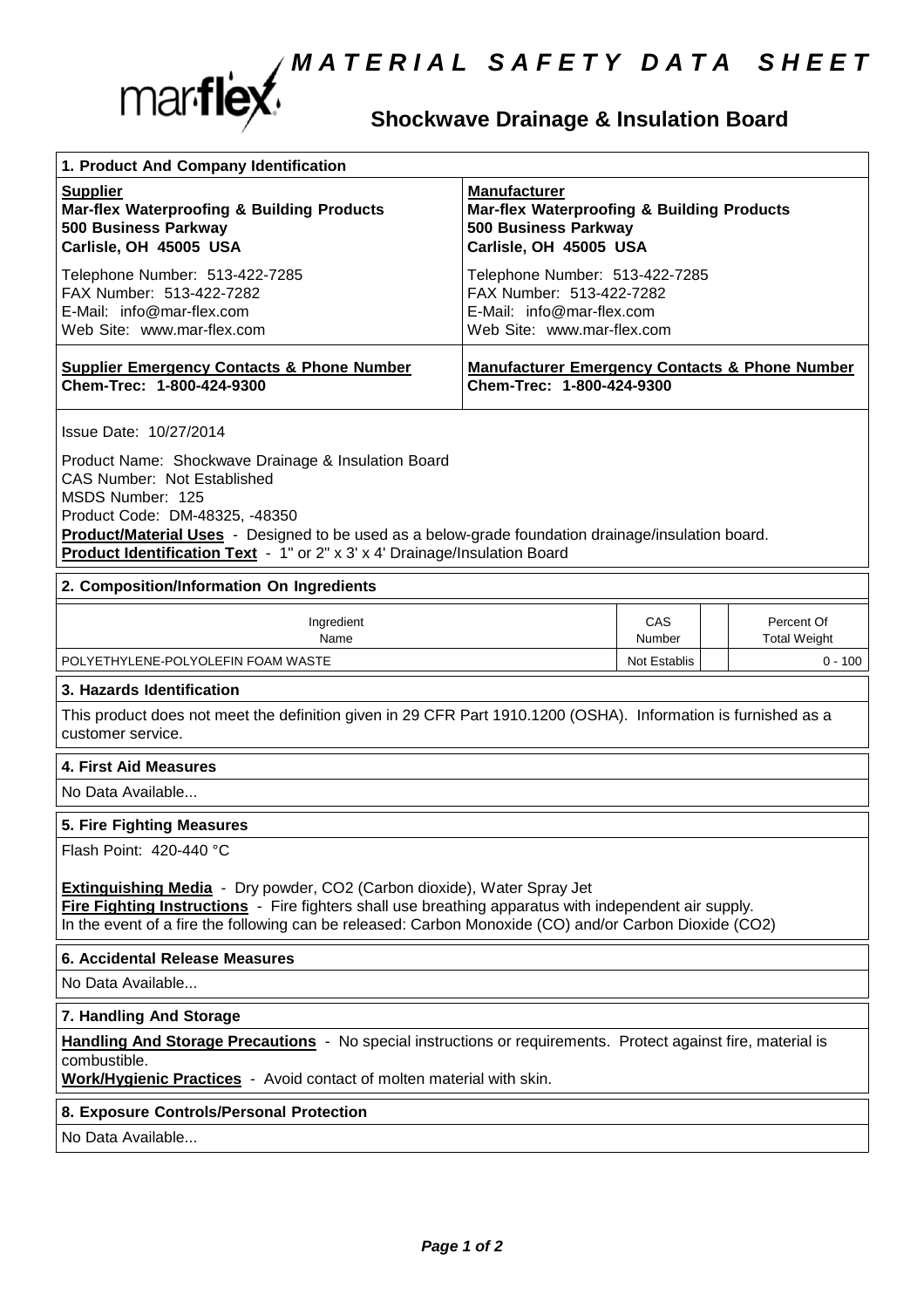# MATERIAL SAFETY DATA SHEET

## Shockwave Drainage & Insulation Board

### 1. Product And Company Identification

**Supplier**
**Mar-flex Waterproofing & Building Products**
**500 Business Parkway**
**Carlisle, OH 45005 USA**

Telephone Number: 513-422-7285
FAX Number: 513-422-7282
E-Mail: info@mar-flex.com
Web Site: www.mar-flex.com

**Supplier Emergency Contacts & Phone Number**
**Chem-Trec: 1-800-424-9300**

**Manufacturer**
**Mar-flex Waterproofing & Building Products**
**500 Business Parkway**
**Carlisle, OH 45005 USA**

Telephone Number: 513-422-7285
FAX Number: 513-422-7282
E-Mail: info@mar-flex.com
Web Site: www.mar-flex.com

**Manufacturer Emergency Contacts & Phone Number**
**Chem-Trec: 1-800-424-9300**

Issue Date: 10/27/2014

Product Name: Shockwave Drainage & Insulation Board
CAS Number: Not Established
MSDS Number: 125
Product Code: DM-48325, -48350
**Product/Material Uses** - Designed to be used as a below-grade foundation drainage/insulation board.
**Product Identification Text** - 1" or 2" x 3' x 4' Drainage/Insulation Board

### 2. Composition/Information On Ingredients

| Ingredient Name | CAS Number | | Percent Of Total Weight |
|---|---|---|---|
| POLYETHYLENE-POLYOLEFIN FOAM WASTE | Not Establis | | 0 - 100 |

### 3. Hazards Identification

This product does not meet the definition given in 29 CFR Part 1910.1200 (OSHA). Information is furnished as a customer service.

### 4. First Aid Measures

No Data Available...

### 5. Fire Fighting Measures

Flash Point: 420-440 °C

**Extinguishing Media** - Dry powder, CO2 (Carbon dioxide), Water Spray Jet
**Fire Fighting Instructions** - Fire fighters shall use breathing apparatus with independent air supply.
In the event of a fire the following can be released: Carbon Monoxide (CO) and/or Carbon Dioxide ($CO_2$)

### 6. Accidental Release Measures

No Data Available...

### 7. Handling And Storage

**Handling And Storage Precautions** - No special instructions or requirements. Protect against fire, material is combustible.
**Work/Hygienic Practices** - Avoid contact of molten material with skin.

### 8. Exposure Controls/Personal Protection

No Data Available...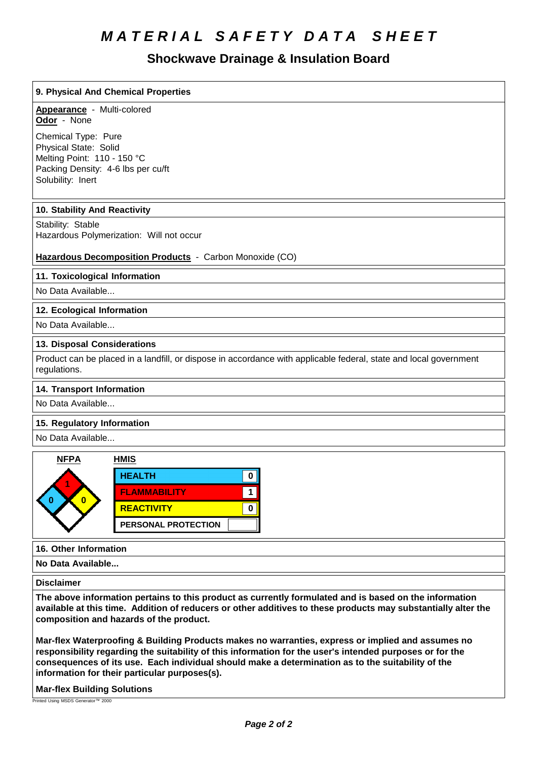# MATERIAL SAFETY DATA SHEET

## Shockwave Drainage & Insulation Board

### 9. Physical And Chemical Properties

**Appearance** - Multi-colored
**Odor** - None

Chemical Type: Pure
Physical State: Solid
Melting Point: 110 - 150 °C
Packing Density: 4-6 lbs per cu/ft
Solubility: Inert

### 10. Stability And Reactivity

Stability: Stable
Hazardous Polymerization: Will not occur

**Hazardous Decomposition Products** - Carbon Monoxide (CO)

### 11. Toxicological Information

No Data Available...

### 12. Ecological Information

No Data Available...

### 13. Disposal Considerations

Product can be placed in a landfill, or dispose in accordance with applicable federal, state and local government regulations.

### 14. Transport Information

No Data Available...

### 15. Regulatory Information

No Data Available...

**NFPA**

1
0 0

**HMIS**

| | |
|---|---|
| HEALTH | 0 |
| FLAMMABILITY | 1 |
| REACTIVITY | 0 |
| PERSONAL PROTECTION | |

### 16. Other Information

**No Data Available...**

### Disclaimer

**The above information pertains to this product as currently formulated and is based on the information available at this time. Addition of reducers or other additives to these products may substantially alter the composition and hazards of the product.**

**Mar-flex Waterproofing & Building Products makes no warranties, express or implied and assumes no responsibility regarding the suitability of this information for the user's intended purposes or for the consequences of its use. Each individual should make a determination as to the suitability of the information for their particular purposes(s).**

**Mar-flex Building Solutions**

Printed Using MSDS Generator™ 2000